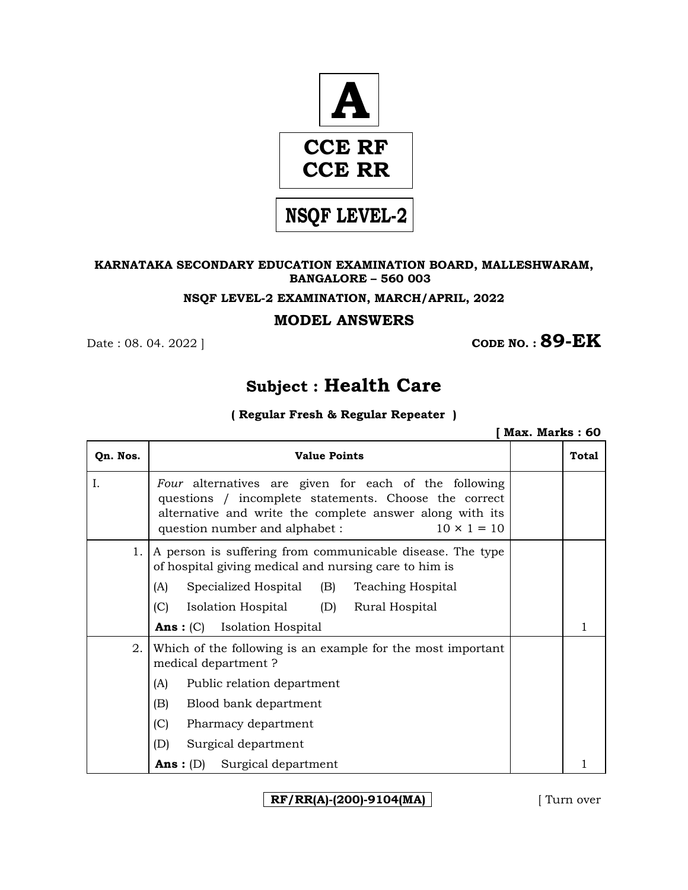**A**

**CCE RF**
**CCE RR**

**NSQF LEVEL-2**

**KARNATAKA SECONDARY EDUCATION EXAMINATION BOARD, MALLESHWARAM, BANGALORE – 560 003**

**NSQF LEVEL-2 EXAMINATION, MARCH/APRIL, 2022**

## MODEL ANSWERS

Date : 08. 04. 2022 ]  **CODE NO. : 89-EK**

## Subject : Health Care

**( Regular Fresh & Regular Repeater )**

**[ Max. Marks : 60**

| Qn. Nos. | Value Points | | Total |
|---|---|---|---|
| I. | *Four* alternatives are given for each of the following questions / incomplete statements. Choose the correct alternative and write the complete answer along with its question number and alphabet : 10 × 1 = 10 | | |
| 1. | A person is suffering from communicable disease. The type of hospital giving medical and nursing care to him is<br>(A) Specialized Hospital (B) Teaching Hospital<br>(C) Isolation Hospital (D) Rural Hospital<br>**Ans :** (C) Isolation Hospital | | 1 |
| 2. | Which of the following is an example for the most important medical department ?<br>(A) Public relation department<br>(B) Blood bank department<br>(C) Pharmacy department<br>(D) Surgical department<br>**Ans :** (D) Surgical department | | 1 |

RF/RR(A)-(200)-9104(MA)

[ Turn over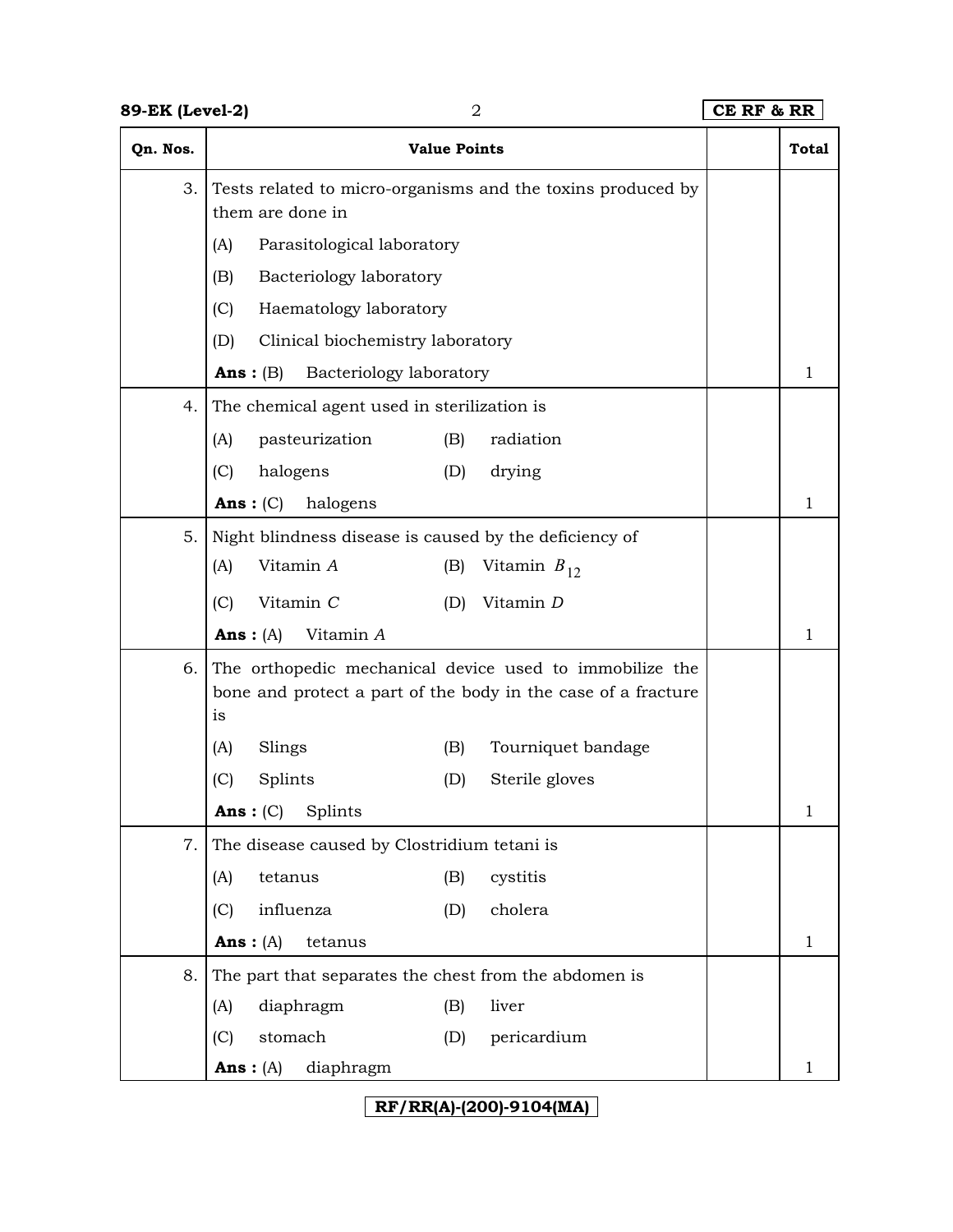| Qn. Nos. | Value Points | | Total |
|---|---|---|---|
| 3. | Tests related to micro-organisms and the toxins produced by them are done in<br>(A) Parasitological laboratory<br>(B) Bacteriology laboratory<br>(C) Haematology laboratory<br>(D) Clinical biochemistry laboratory<br>**Ans :** (B) Bacteriology laboratory | | 1 |
| 4. | The chemical agent used in sterilization is<br>(A) pasteurization (B) radiation<br>(C) halogens (D) drying<br>**Ans :** (C) halogens | | 1 |
| 5. | Night blindness disease is caused by the deficiency of<br>(A) Vitamin $A$ (B) Vitamin $B_{12}$<br>(C) Vitamin $C$ (D) Vitamin $D$<br>**Ans :** (A) Vitamin $A$ | | 1 |
| 6. | The orthopedic mechanical device used to immobilize the bone and protect a part of the body in the case of a fracture is<br>(A) Slings (B) Tourniquet bandage<br>(C) Splints (D) Sterile gloves<br>**Ans :** (C) Splints | | 1 |
| 7. | The disease caused by Clostridium tetani is<br>(A) tetanus (B) cystitis<br>(C) influenza (D) cholera<br>**Ans :** (A) tetanus | | 1 |
| 8. | The part that separates the chest from the abdomen is<br>(A) diaphragm (B) liver<br>(C) stomach (D) pericardium<br>**Ans :** (A) diaphragm | | 1 |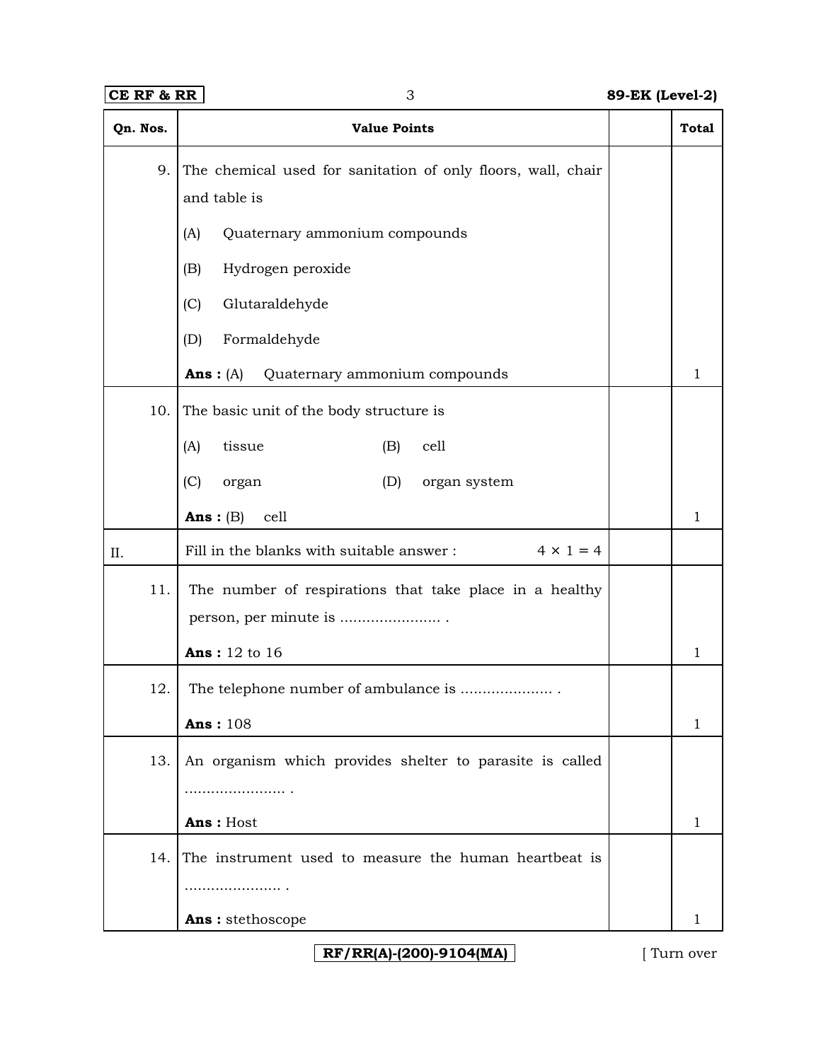| Qn. Nos. | Value Points | | Total |
|---|---|---|---|
| 9. | The chemical used for sanitation of only floors, wall, chair and table is<br>(A) Quaternary ammonium compounds<br>(B) Hydrogen peroxide<br>(C) Glutaraldehyde<br>(D) Formaldehyde<br>**Ans :** (A) Quaternary ammonium compounds | | 1 |
| 10. | The basic unit of the body structure is<br>(A) tissue (B) cell<br>(C) organ (D) organ system<br>**Ans :** (B) cell | | 1 |
| II. | Fill in the blanks with suitable answer : $4 \times 1 = 4$ | | |
| 11. | The number of respirations that take place in a healthy person, per minute is ....................... .<br>**Ans :** 12 to 16 | | 1 |
| 12. | The telephone number of ambulance is ..................... .<br>**Ans :** 108 | | 1 |
| 13. | An organism which provides shelter to parasite is called ....................... .<br>**Ans :** Host | | 1 |
| 14. | The instrument used to measure the human heartbeat is ...................... .<br>**Ans :** stethoscope | | 1 |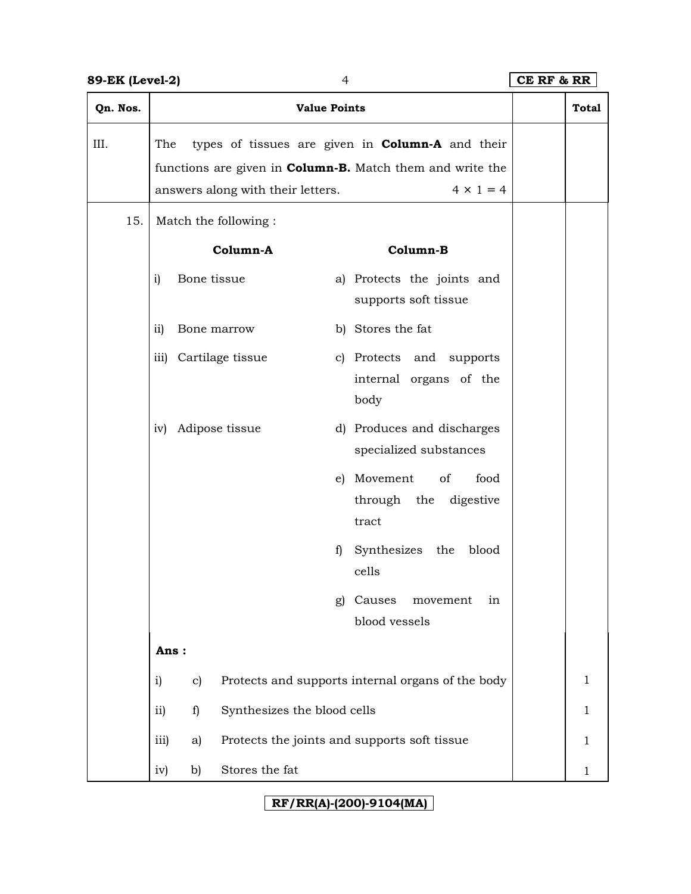| Qn. Nos. | Value Points | | Total |
|---|---|---|---|
| III. | The types of tissues are given in **Column-A** and their functions are given in **Column-B.** Match them and write the answers along with their letters. $4 \times 1 = 4$ | | |
| 15. | Match the following : | | |

**Column-A**

i) Bone tissue

ii) Bone marrow

iii) Cartilage tissue

iv) Adipose tissue

**Column-B**

a) Protects the joints and supports soft tissue

b) Stores the fat

c) Protects and supports internal organs of the body

d) Produces and discharges specialized substances

e) Movement of food through the digestive tract

f) Synthesizes the blood cells

g) Causes movement in blood vessels

**Ans :**

| | | | Total |
|---|---|---|---|
| i) | c) | Protects and supports internal organs of the body | 1 |
| ii) | f) | Synthesizes the blood cells | 1 |
| iii) | a) | Protects the joints and supports soft tissue | 1 |
| iv) | b) | Stores the fat | 1 |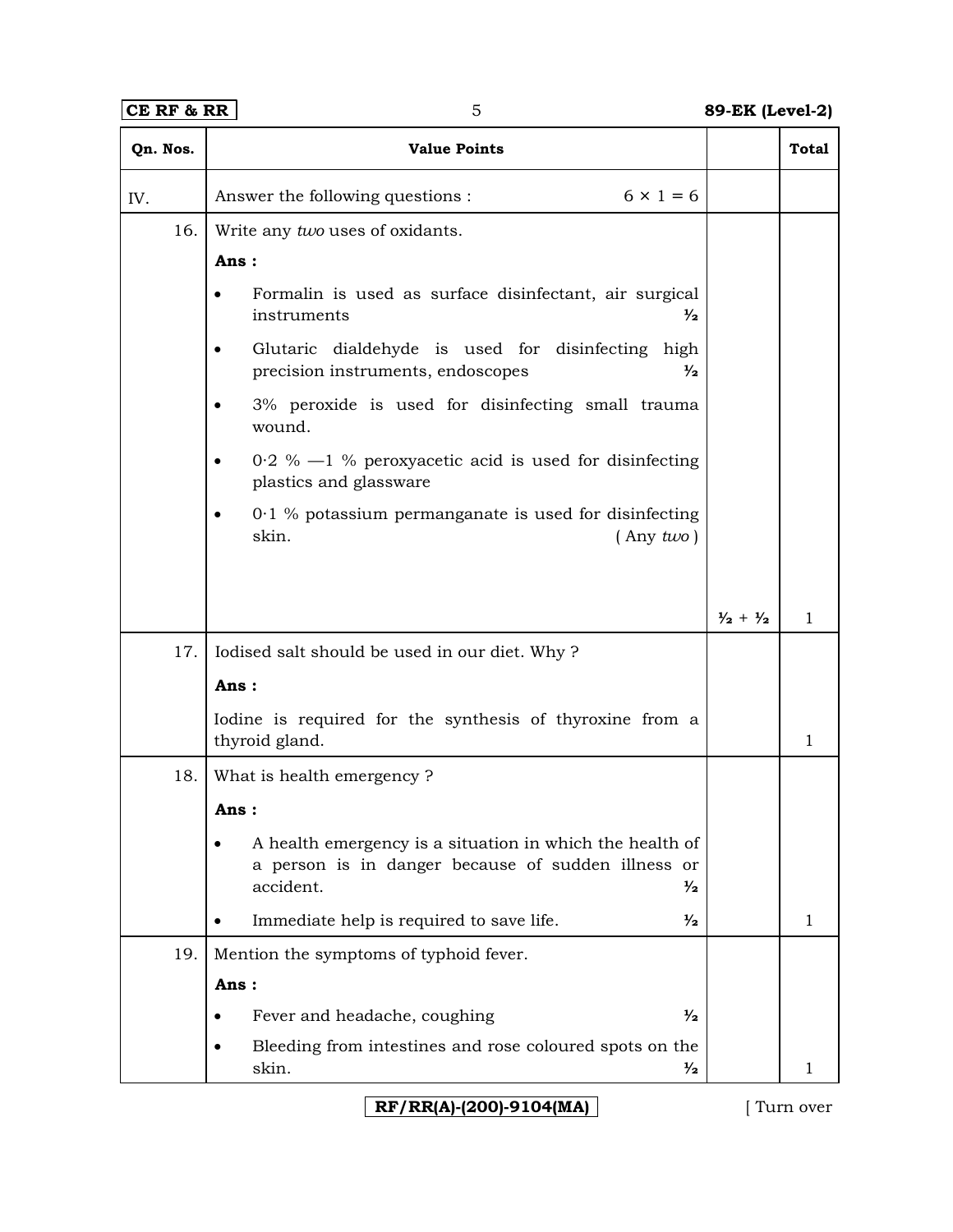| Qn. Nos. | Value Points | | Total |
|---|---|---|---|
| IV. | Answer the following questions : $6 \times 1 = 6$ | | |
| 16. | Write any *two* uses of oxidants.<br>**Ans :**<br>• Formalin is used as surface disinfectant, air surgical instruments ½<br>• Glutaric dialdehyde is used for disinfecting high precision instruments, endoscopes ½<br>• 3% peroxide is used for disinfecting small trauma wound.<br>• 0·2 % —1 % peroxyacetic acid is used for disinfecting plastics and glassware<br>• 0·1 % potassium permanganate is used for disinfecting skin. ( Any *two* ) | ½ + ½ | 1 |
| 17. | Iodised salt should be used in our diet. Why ?<br>**Ans :**<br>Iodine is required for the synthesis of thyroxine from a thyroid gland. | | 1 |
| 18. | What is health emergency ?<br>**Ans :**<br>• A health emergency is a situation in which the health of a person is in danger because of sudden illness or accident. ½<br>• Immediate help is required to save life. ½ | | 1 |
| 19. | Mention the symptoms of typhoid fever.<br>**Ans :**<br>• Fever and headache, coughing ½<br>• Bleeding from intestines and rose coloured spots on the skin. ½ | | 1 |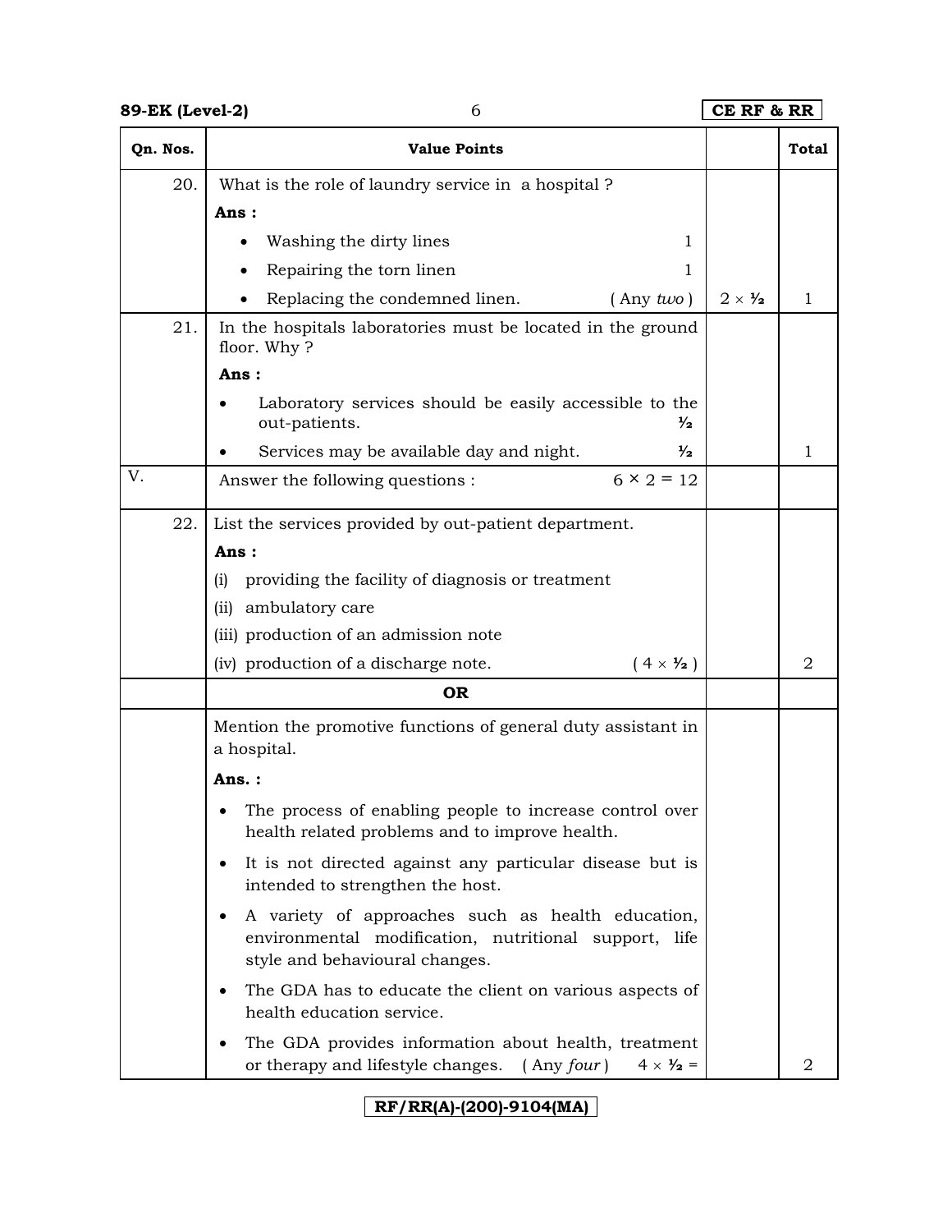| Qn. Nos. | Value Points | | Total |
|---|---|---|---|
| 20. | What is the role of laundry service in a hospital ?<br>**Ans :**<br>• Washing the dirty lines 1<br>• Repairing the torn linen 1<br>• Replacing the condemned linen. ( Any *two* ) | 2 × ½ | 1 |
| 21. | In the hospitals laboratories must be located in the ground floor. Why ?<br>**Ans :**<br>• Laboratory services should be easily accessible to the out-patients. ½<br>• Services may be available day and night. ½ | | 1 |
| V. | Answer the following questions : 6 × 2 = 12 | | |
| 22. | List the services provided by out-patient department.<br>**Ans :**<br>(i) providing the facility of diagnosis or treatment<br>(ii) ambulatory care<br>(iii) production of an admission note<br>(iv) production of a discharge note. ( 4 × ½ ) | | 2 |
| | **OR** | | |
| | Mention the promotive functions of general duty assistant in a hospital.<br>**Ans. :**<br>• The process of enabling people to increase control over health related problems and to improve health.<br>• It is not directed against any particular disease but is intended to strengthen the host.<br>• A variety of approaches such as health education, environmental modification, nutritional support, life style and behavioural changes.<br>• The GDA has to educate the client on various aspects of health education service.<br>• The GDA provides information about health, treatment or therapy and lifestyle changes. ( Any *four* ) 4 × ½ = | | 2 |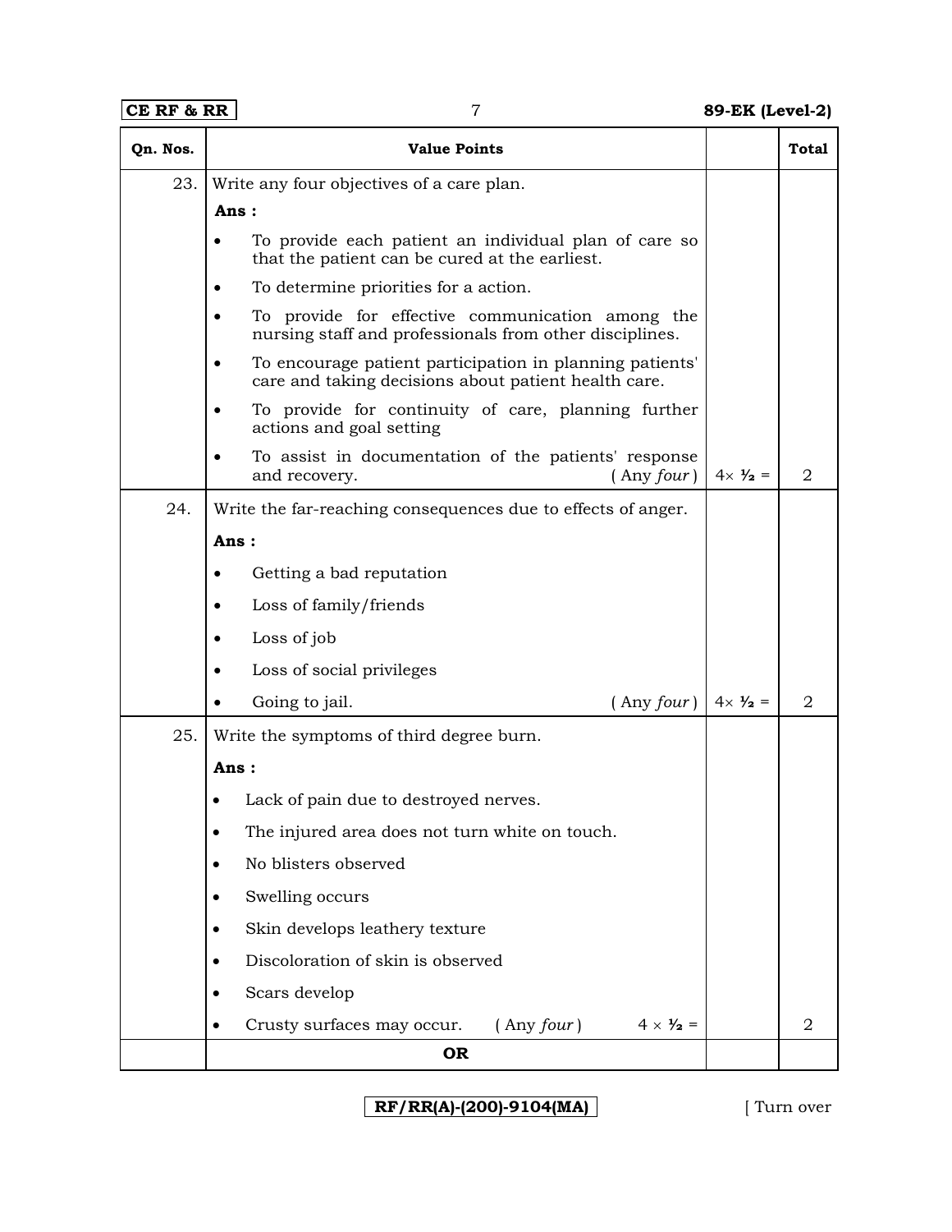| Qn. Nos. | Value Points | | Total |
|---|---|---|---|
| 23. | Write any four objectives of a care plan.<br>**Ans :**<br>• To provide each patient an individual plan of care so that the patient can be cured at the earliest.<br>• To determine priorities for a action.<br>• To provide for effective communication among the nursing staff and professionals from other disciplines.<br>• To encourage patient participation in planning patients' care and taking decisions about patient health care.<br>• To provide for continuity of care, planning further actions and goal setting<br>• To assist in documentation of the patients' response and recovery. ( Any *four* ) | $4 \times ½$ = | 2 |
| 24. | Write the far-reaching consequences due to effects of anger.<br>**Ans :**<br>• Getting a bad reputation<br>• Loss of family/friends<br>• Loss of job<br>• Loss of social privileges<br>• Going to jail. ( Any *four* ) | $4 \times ½$ = | 2 |
| 25. | Write the symptoms of third degree burn.<br>**Ans :**<br>• Lack of pain due to destroyed nerves.<br>• The injured area does not turn white on touch.<br>• No blisters observed<br>• Swelling occurs<br>• Skin develops leathery texture<br>• Discoloration of skin is observed<br>• Scars develop<br>• Crusty surfaces may occur. ( Any *four* ) $4 \times ½$ = | | 2 |
| | **OR** | | |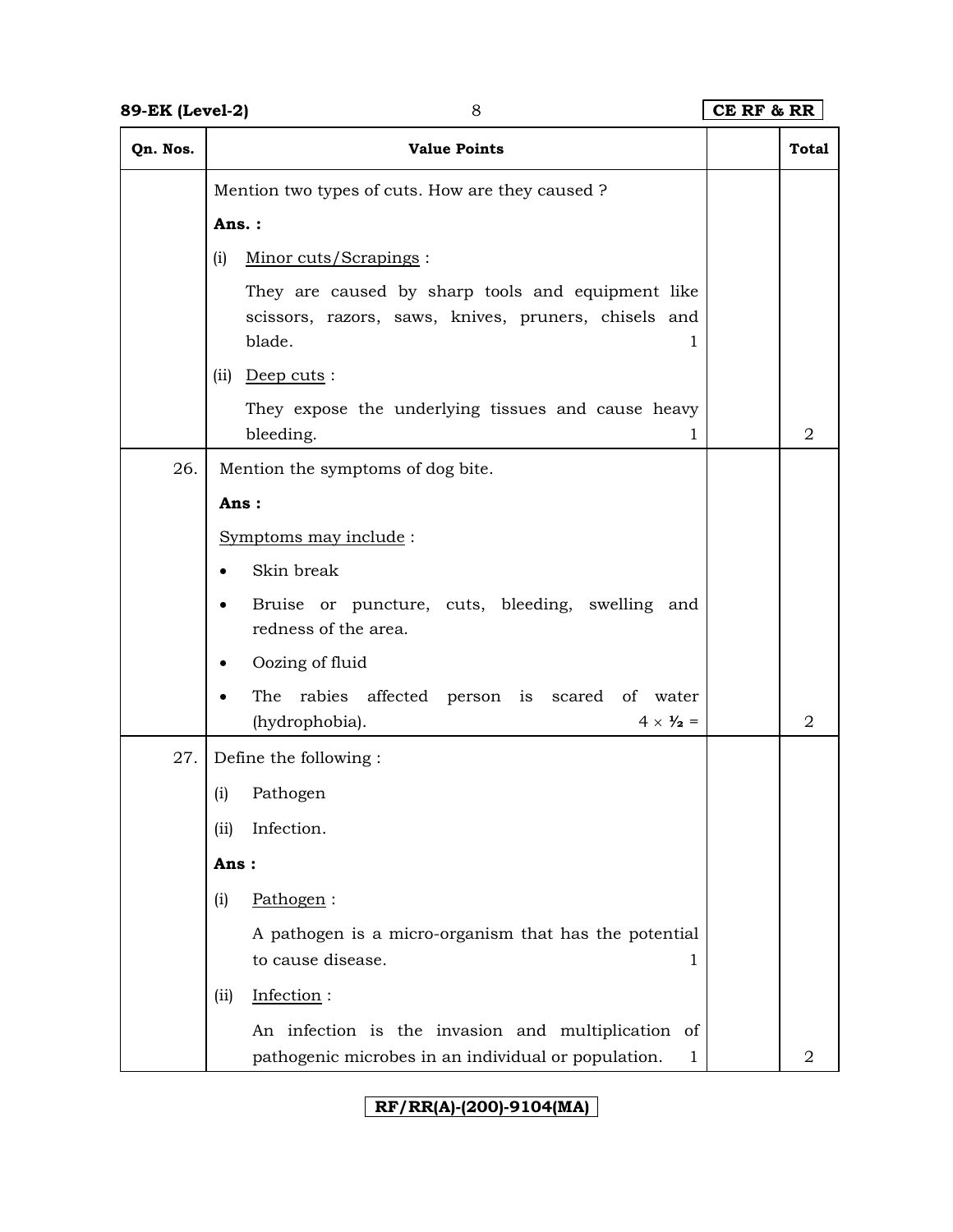| Qn. Nos. | Value Points | | Total |
|---|---|---|---|
| | Mention two types of cuts. How are they caused ?<br><br>**Ans. :**<br><br>(i) Minor cuts/Scrapings :<br><br>They are caused by sharp tools and equipment like scissors, razors, saws, knives, pruners, chisels and blade. 1<br><br>(ii) Deep cuts :<br><br>They expose the underlying tissues and cause heavy bleeding. 1 | | 2 |
| 26. | Mention the symptoms of dog bite.<br><br>**Ans :**<br><br>Symptoms may include :<br><br>• Skin break<br><br>• Bruise or puncture, cuts, bleeding, swelling and redness of the area.<br><br>• Oozing of fluid<br><br>• The rabies affected person is scared of water (hydrophobia). $4 \times \frac{1}{2}$ = | | 2 |
| 27. | Define the following :<br><br>(i) Pathogen<br><br>(ii) Infection.<br><br>**Ans :**<br><br>(i) Pathogen :<br><br>A pathogen is a micro-organism that has the potential to cause disease. 1<br><br>(ii) Infection :<br><br>An infection is the invasion and multiplication of pathogenic microbes in an individual or population. 1 | | 2 |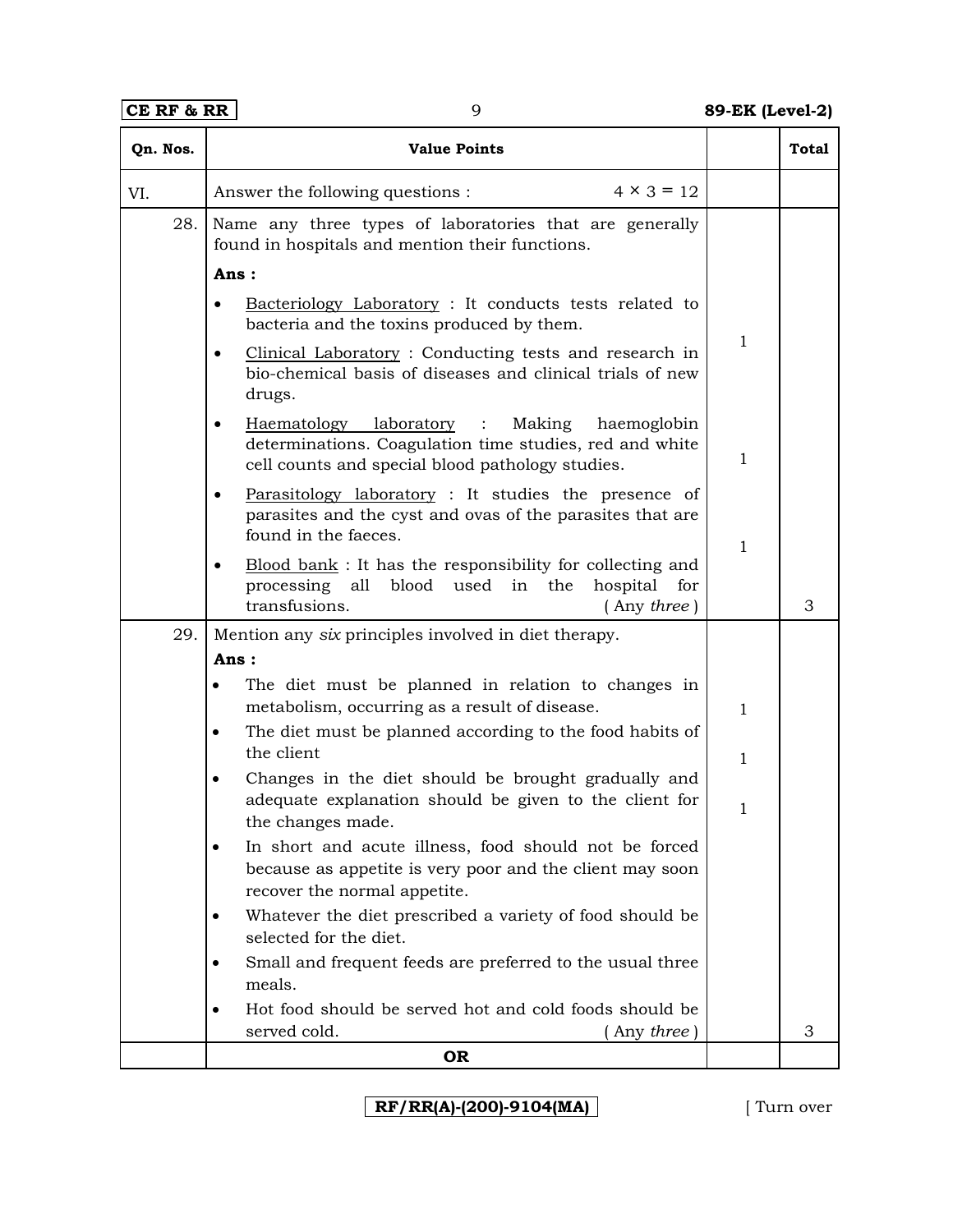| Qn. Nos. | Value Points | | Total |
|---|---|---|---|
| VI. | Answer the following questions : $4 \times 3 = 12$ | | |
| 28. | Name any three types of laboratories that are generally found in hospitals and mention their functions.<br>**Ans :**<br>• <u>Bacteriology Laboratory</u> : It conducts tests related to bacteria and the toxins produced by them.<br>• <u>Clinical Laboratory</u> : Conducting tests and research in bio-chemical basis of diseases and clinical trials of new drugs.<br>• <u>Haematology laboratory</u> : Making haemoglobin determinations. Coagulation time studies, red and white cell counts and special blood pathology studies.<br>• <u>Parasitology laboratory</u> : It studies the presence of parasites and the cyst and ovas of the parasites that are found in the faeces.<br>• <u>Blood bank</u> : It has the responsibility for collecting and processing all blood used in the hospital for transfusions. ( Any *three* ) | 1<br><br>1<br><br>1 | 3 |
| 29. | Mention any *six* principles involved in diet therapy.<br>**Ans :**<br>• The diet must be planned in relation to changes in metabolism, occurring as a result of disease.<br>• The diet must be planned according to the food habits of the client<br>• Changes in the diet should be brought gradually and adequate explanation should be given to the client for the changes made.<br>• In short and acute illness, food should not be forced because as appetite is very poor and the client may soon recover the normal appetite.<br>• Whatever the diet prescribed a variety of food should be selected for the diet.<br>• Small and frequent feeds are preferred to the usual three meals.<br>• Hot food should be served hot and cold foods should be served cold. ( Any *three* ) | 1<br><br>1<br><br>1 | 3 |
| | **OR** | | |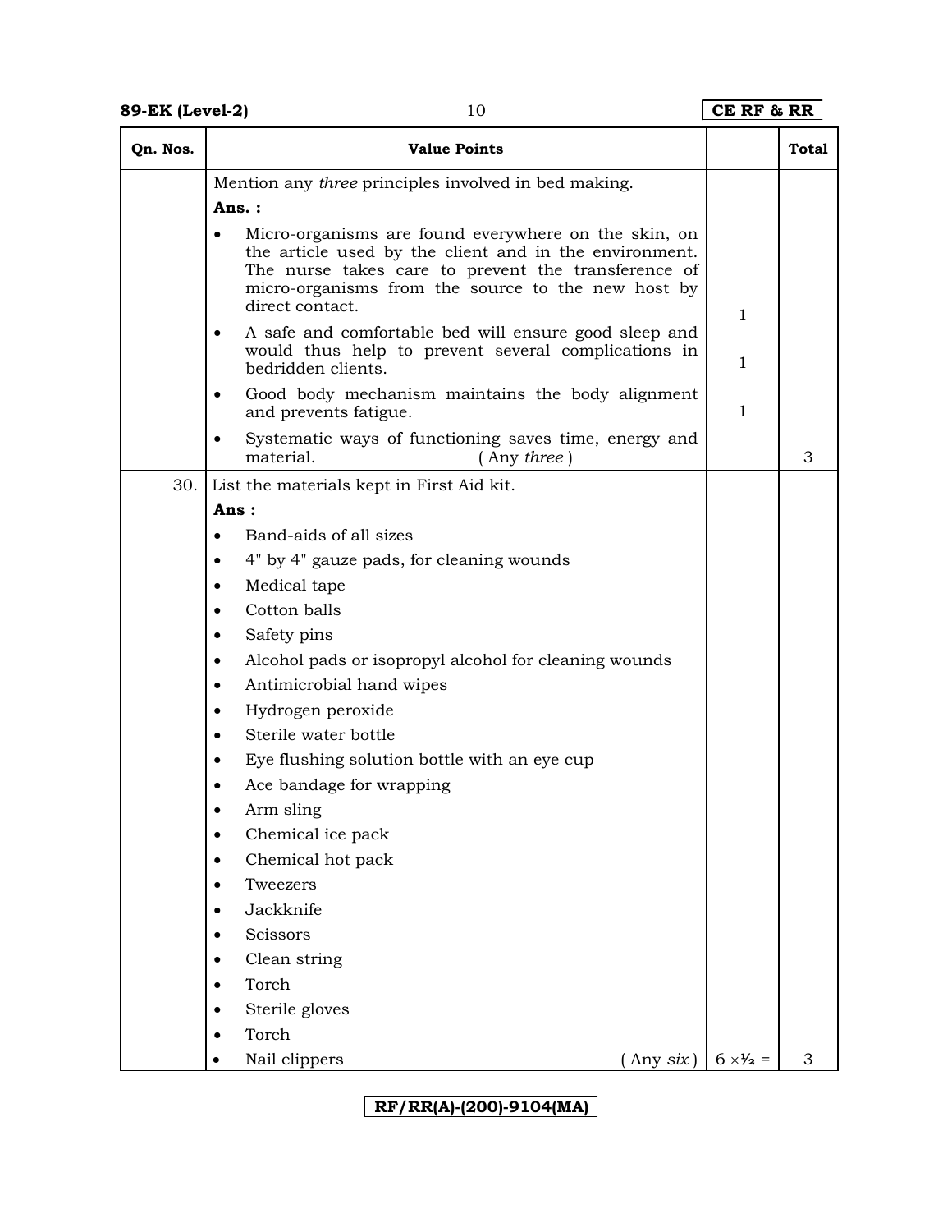| Qn. Nos. | Value Points | | Total |
|---|---|---|---|
| | Mention any *three* principles involved in bed making.<br>**Ans. :**<br>• Micro-organisms are found everywhere on the skin, on the article used by the client and in the environment. The nurse takes care to prevent the transference of micro-organisms from the source to the new host by direct contact.<br>• A safe and comfortable bed will ensure good sleep and would thus help to prevent several complications in bedridden clients.<br>• Good body mechanism maintains the body alignment and prevents fatigue.<br>• Systematic ways of functioning saves time, energy and material. ( Any *three* ) | 1<br><br>1<br><br>1 | 3 |
| 30. | List the materials kept in First Aid kit.<br>**Ans :**<br>• Band-aids of all sizes<br>• 4" by 4" gauze pads, for cleaning wounds<br>• Medical tape<br>• Cotton balls<br>• Safety pins<br>• Alcohol pads or isopropyl alcohol for cleaning wounds<br>• Antimicrobial hand wipes<br>• Hydrogen peroxide<br>• Sterile water bottle<br>• Eye flushing solution bottle with an eye cup<br>• Ace bandage for wrapping<br>• Arm sling<br>• Chemical ice pack<br>• Chemical hot pack<br>• Tweezers<br>• Jackknife<br>• Scissors<br>• Clean string<br>• Torch<br>• Sterile gloves<br>• Torch<br>• Nail clippers ( Any *six* ) | $6 \times ½ =$ | 3 |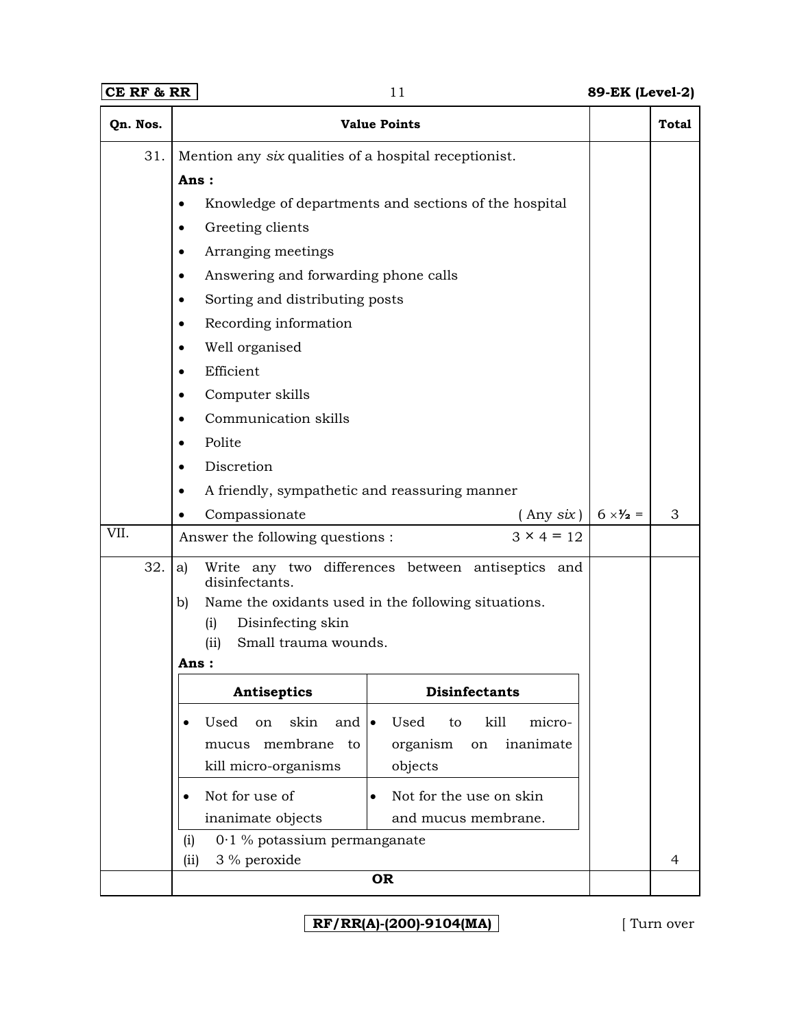| Qn. Nos. | Value Points | | Total |
|---|---|---|---|
| 31. | Mention any *six* qualities of a hospital receptionist.<br>**Ans :**<br>• Knowledge of departments and sections of the hospital<br>• Greeting clients<br>• Arranging meetings<br>• Answering and forwarding phone calls<br>• Sorting and distributing posts<br>• Recording information<br>• Well organised<br>• Efficient<br>• Computer skills<br>• Communication skills<br>• Polite<br>• Discretion<br>• A friendly, sympathetic and reassuring manner<br>• Compassionate ( Any *six* ) | $6 \times \frac{1}{2}$ = | 3 |
| VII. | Answer the following questions : $3 \times 4 = 12$ | | |
| 32. | a) Write any two differences between antiseptics and disinfectants.<br>b) Name the oxidants used in the following situations.<br>(i) Disinfecting skin<br>(ii) Small trauma wounds.<br>**Ans :** | | |

| Antiseptics | Disinfectants |
|---|---|
| • Used on skin and mucus membrane to kill micro-organisms | • Used to kill micro-organism on inanimate objects |
| • Not for use of inanimate objects | • Not for the use on skin and mucus membrane. |

(i) 0·1 % potassium permanganate

(ii) 3 % peroxide — 4

**OR**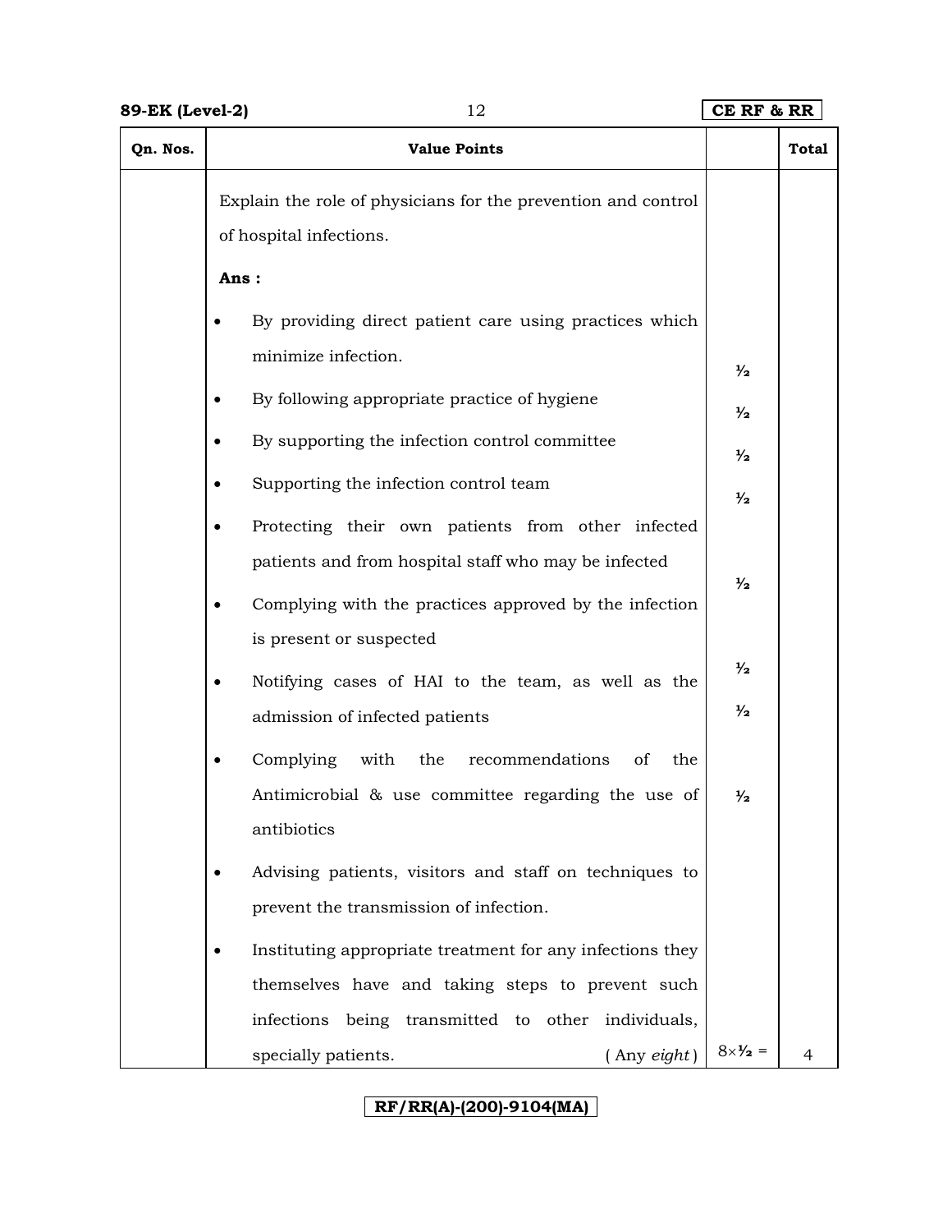| Qn. Nos. | Value Points | | Total |
|---|---|---|---|
| | Explain the role of physicians for the prevention and control of hospital infections. | | |
| | **Ans :** | | |
| | • By providing direct patient care using practices which minimize infection. | ½ | |
| | • By following appropriate practice of hygiene | ½ | |
| | • By supporting the infection control committee | ½ | |
| | • Supporting the infection control team | ½ | |
| | • Protecting their own patients from other infected patients and from hospital staff who may be infected | ½ | |
| | • Complying with the practices approved by the infection is present or suspected | ½ | |
| | • Notifying cases of HAI to the team, as well as the admission of infected patients | ½ | |
| | • Complying with the recommendations of the Antimicrobial & use committee regarding the use of antibiotics | ½ | |
| | • Advising patients, visitors and staff on techniques to prevent the transmission of infection. | | |
| | • Instituting appropriate treatment for any infections they themselves have and taking steps to prevent such infections being transmitted to other individuals, specially patients. ( Any *eight* ) | $8 \times ½$ = | 4 |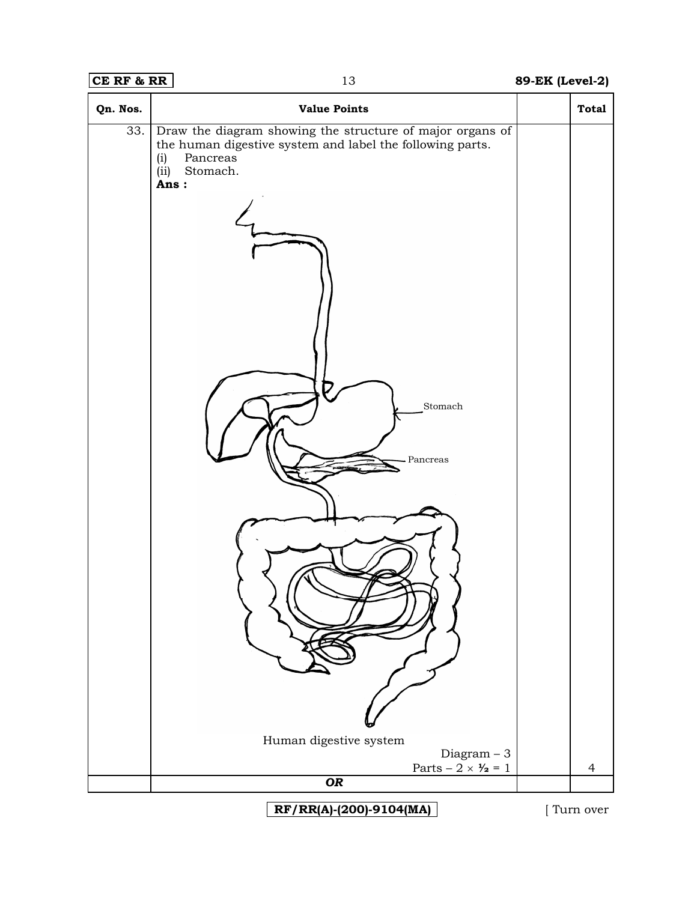| Qn. Nos. | Value Points | | Total |
|---|---|---|---|
| 33. | Draw the diagram showing the structure of major organs of the human digestive system and label the following parts.<br>(i) Pancreas<br>(ii) Stomach.<br>**Ans :**<br>Stomach<br>Pancreas<br>Human digestive system<br>Diagram – 3<br>Parts – 2 × ½ = 1 | | 4 |
| | ***OR*** | | |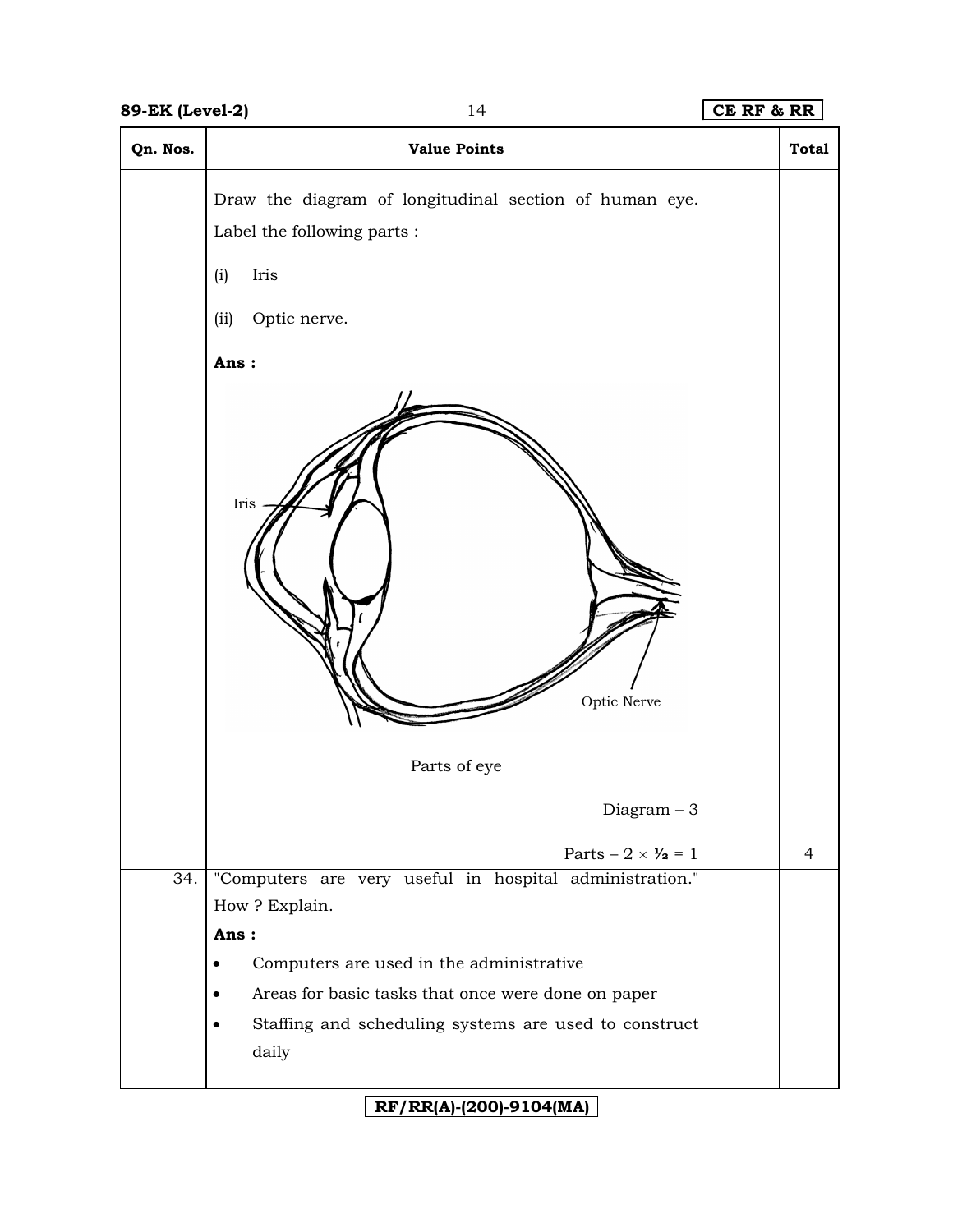| Qn. Nos. | Value Points | | Total |
|---|---|---|---|
| | Draw the diagram of longitudinal section of human eye. Label the following parts :<br><br>(i) Iris<br><br>(ii) Optic nerve.<br><br>**Ans :**<br><br>Iris<br><br>Optic Nerve<br><br>Parts of eye<br><br>Diagram – 3<br><br>Parts – 2 × ½ = 1 | | 4 |
| 34. | "Computers are very useful in hospital administration." How ? Explain.<br><br>**Ans :**<br><br>• Computers are used in the administrative<br>• Areas for basic tasks that once were done on paper<br>• Staffing and scheduling systems are used to construct daily | | |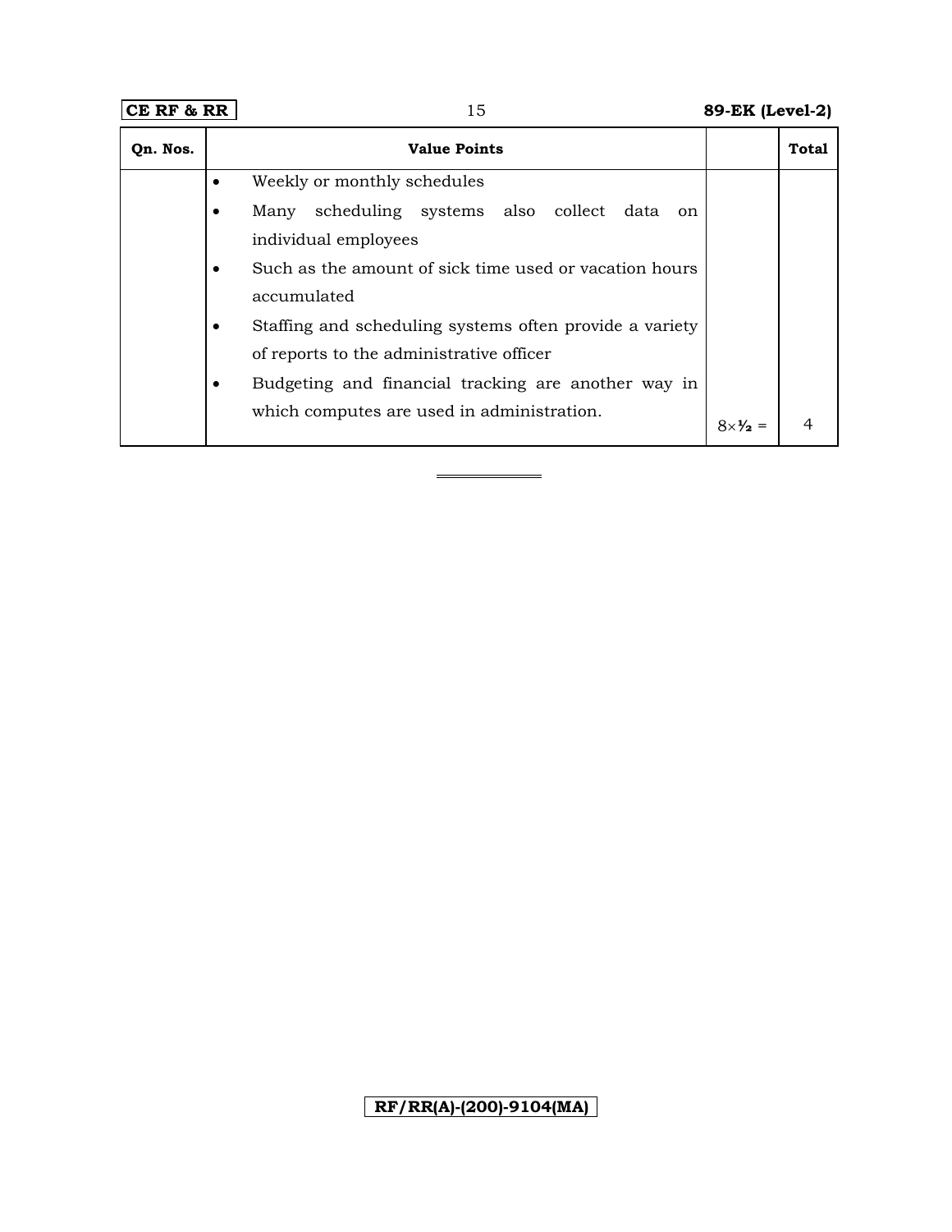| Qn. Nos. | Value Points | | Total |
|---|---|---|---|
| | • Weekly or monthly schedules<br>• Many scheduling systems also collect data on individual employees<br>• Such as the amount of sick time used or vacation hours accumulated<br>• Staffing and scheduling systems often provide a variety of reports to the administrative officer<br>• Budgeting and financial tracking are another way in which computes are used in administration. | $8 \times \frac{1}{2}$ = | 4 |

RF/RR(A)-(200)-9104(MA)